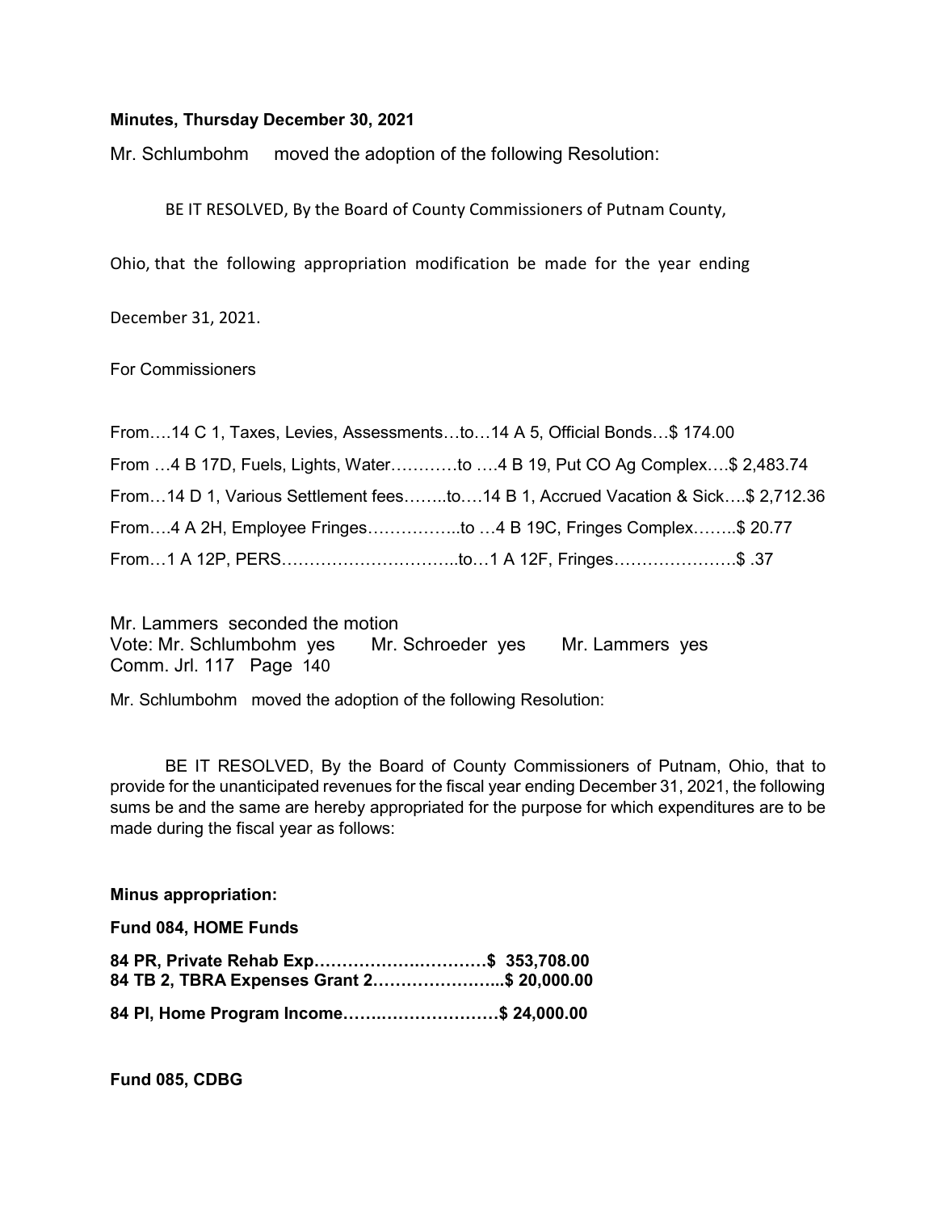**Minutes, Thursday December 30, 2021**

Mr. Schlumbohm moved the adoption of the following Resolution:

BE IT RESOLVED, By the Board of County Commissioners of Putnam County, Ohio, that the following appropriation modification be made for the year ending December 31, 2021.

For Commissioners

From….14 C 1, Taxes, Levies, Assessments…to…14 A 5, Official Bonds…$ 174.00

From …4 B 17D, Fuels, Lights, Water…………to ….4 B 19, Put CO Ag Complex….$ 2,483.74

From…14 D 1, Various Settlement fees……..to….14 B 1, Accrued Vacation & Sick….$ 2,712.36

From….4 A 2H, Employee Fringes……………..to …4 B 19C, Fringes Complex……..$ 20.77

From…1 A 12P, PERS…………………………..to…1 A 12F, Fringes………………….$ .37

Mr. Lammers seconded the motion
Vote: Mr. Schlumbohm yes Mr. Schroeder yes Mr. Lammers yes
Comm. Jrl. 117 Page 140

Mr. Schlumbohm moved the adoption of the following Resolution:

BE IT RESOLVED, By the Board of County Commissioners of Putnam, Ohio, that to provide for the unanticipated revenues for the fiscal year ending December 31, 2021, the following sums be and the same are hereby appropriated for the purpose for which expenditures are to be made during the fiscal year as follows:

**Minus appropriation:**

**Fund 084, HOME Funds**

**84 PR, Private Rehab Exp…………………………$ 353,708.00**
**84 TB 2, TBRA Expenses Grant 2…………………..$ 20,000.00**

**84 PI, Home Program Income………………………$ 24,000.00**

**Fund 085, CDBG**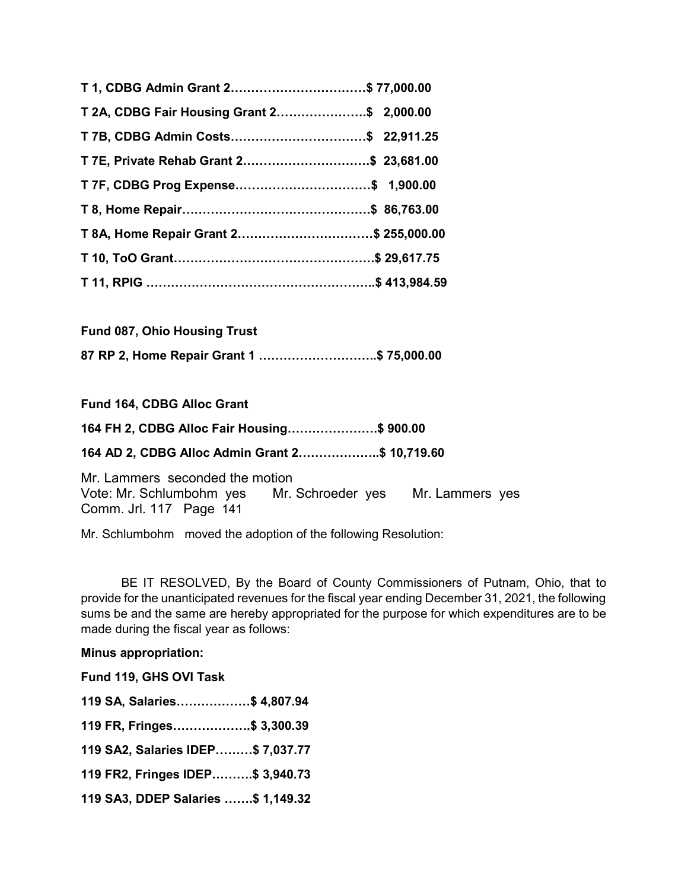**T 1, CDBG Admin Grant 2……………………………$ 77,000.00**

**T 2A, CDBG Fair Housing Grant 2………………….$ 2,000.00**

**T 7B, CDBG Admin Costs……………………………$ 22,911.25**

**T 7E, Private Rehab Grant 2………………………….$ 23,681.00**

**T 7F, CDBG Prog Expense……………………………$ 1,900.00**

**T 8, Home Repair………………………………………$ 86,763.00**

**T 8A, Home Repair Grant 2……………………………$ 255,000.00**

**T 10, ToO Grant…………………………………………$ 29,617.75**

**T 11, RPIG ………………………………………………..$ 413,984.59**

**Fund 087, Ohio Housing Trust**

**87 RP 2, Home Repair Grant 1 ………………………..$ 75,000.00**

**Fund 164, CDBG Alloc Grant**

**164 FH 2, CDBG Alloc Fair Housing………………….$ 900.00**

**164 AD 2, CDBG Alloc Admin Grant 2………………..$ 10,719.60**

Mr. Lammers seconded the motion
Vote: Mr. Schlumbohm yes Mr. Schroeder yes Mr. Lammers yes
Comm. Jrl. 117 Page 141

Mr. Schlumbohm moved the adoption of the following Resolution:

BE IT RESOLVED, By the Board of County Commissioners of Putnam, Ohio, that to provide for the unanticipated revenues for the fiscal year ending December 31, 2021, the following sums be and the same are hereby appropriated for the purpose for which expenditures are to be made during the fiscal year as follows:

**Minus appropriation:**

**Fund 119, GHS OVI Task**

**119 SA, Salaries………………$ 4,807.94**

**119 FR, Fringes……………….$ 3,300.39**

**119 SA2, Salaries IDEP………$ 7,037.77**

**119 FR2, Fringes IDEP……….$ 3,940.73**

**119 SA3, DDEP Salaries …….$ 1,149.32**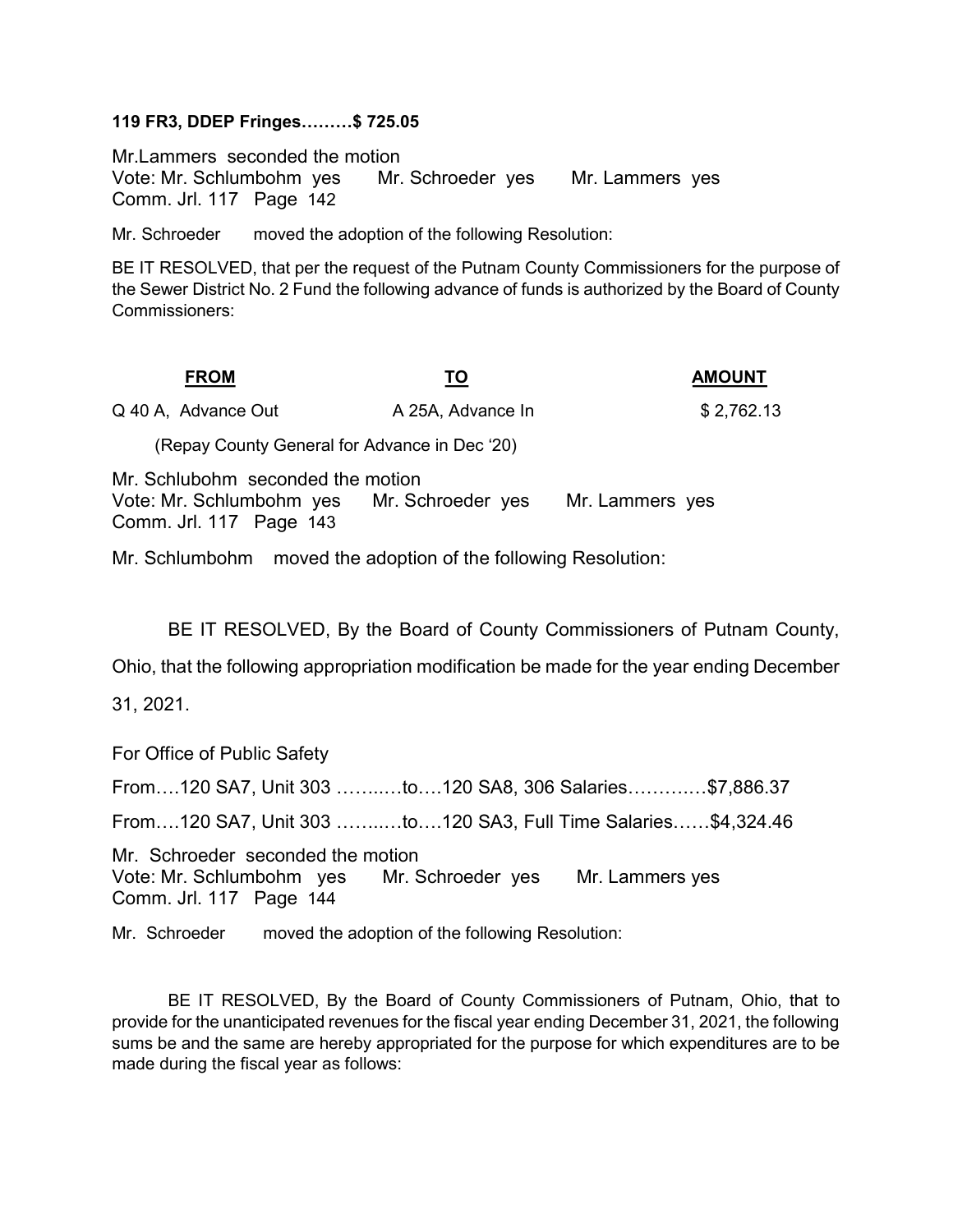**119 FR3, DDEP Fringes………$ 725.05**

Mr.Lammers seconded the motion
Vote: Mr. Schlumbohm yes Mr. Schroeder yes Mr. Lammers yes
Comm. Jrl. 117 Page 142

Mr. Schroeder moved the adoption of the following Resolution:

BE IT RESOLVED, that per the request of the Putnam County Commissioners for the purpose of the Sewer District No. 2 Fund the following advance of funds is authorized by the Board of County Commissioners:

| FROM | TO | AMOUNT |
|---|---|---|
| Q 40 A, Advance Out | A 25A, Advance In | $ 2,762.13 |

(Repay County General for Advance in Dec '20)

Mr. Schlubohm seconded the motion
Vote: Mr. Schlumbohm yes Mr. Schroeder yes Mr. Lammers yes
Comm. Jrl. 117 Page 143

Mr. Schlumbohm moved the adoption of the following Resolution:

BE IT RESOLVED, By the Board of County Commissioners of Putnam County, Ohio, that the following appropriation modification be made for the year ending December 31, 2021.

For Office of Public Safety

From….120 SA7, Unit 303 ……..…to….120 SA8, 306 Salaries………..…$7,886.37

From….120 SA7, Unit 303 ……..…to….120 SA3, Full Time Salaries……$4,324.46

Mr. Schroeder seconded the motion
Vote: Mr. Schlumbohm yes Mr. Schroeder yes Mr. Lammers yes
Comm. Jrl. 117 Page 144

Mr. Schroeder moved the adoption of the following Resolution:

BE IT RESOLVED, By the Board of County Commissioners of Putnam, Ohio, that to provide for the unanticipated revenues for the fiscal year ending December 31, 2021, the following sums be and the same are hereby appropriated for the purpose for which expenditures are to be made during the fiscal year as follows: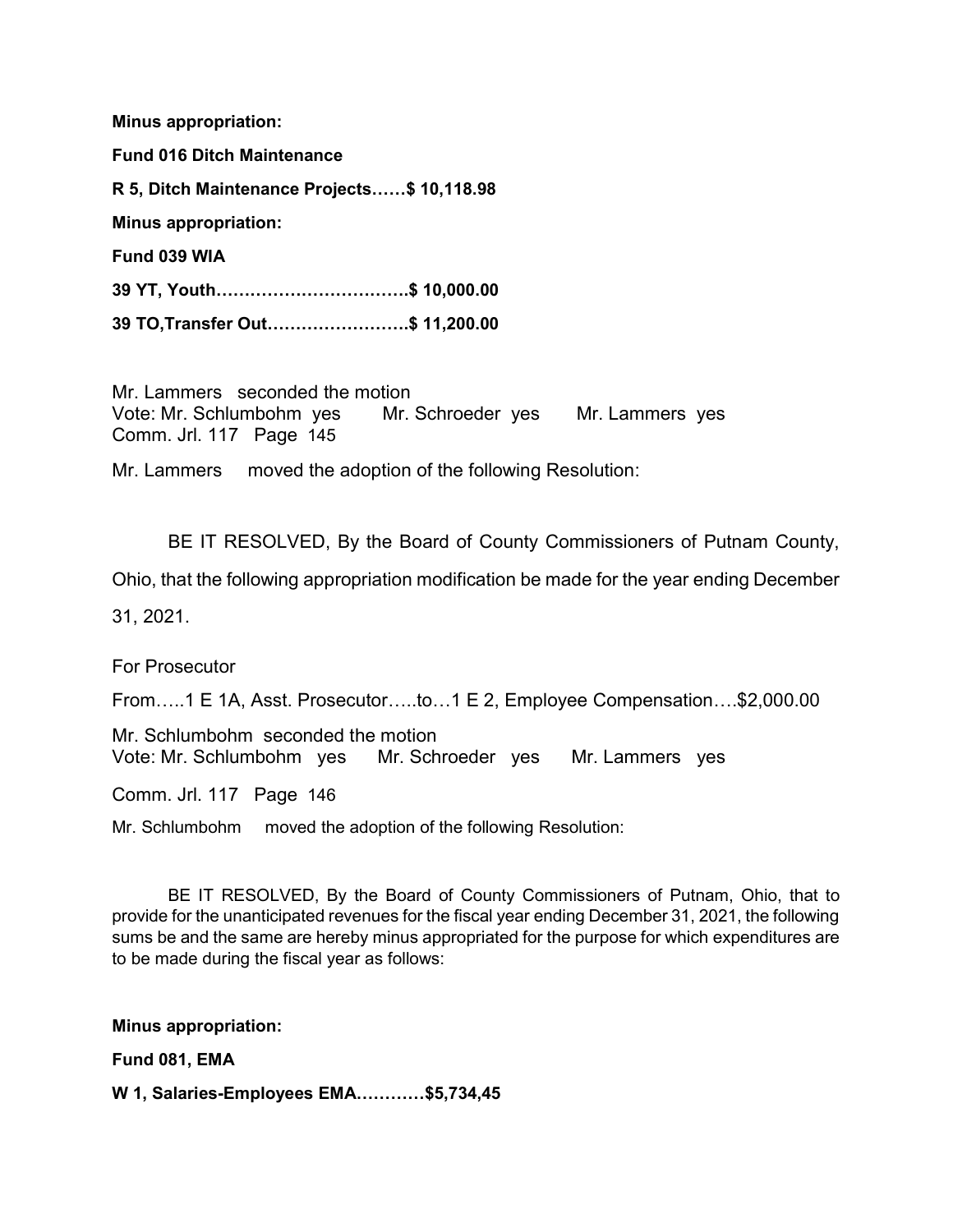**Minus appropriation:**

**Fund 016 Ditch Maintenance**

**R 5, Ditch Maintenance Projects……$ 10,118.98**

**Minus appropriation:**

**Fund 039 WIA**

**39 YT, Youth…………………………….$ 10,000.00**

**39 TO,Transfer Out…………………….$ 11,200.00**

Mr. Lammers seconded the motion
Vote: Mr. Schlumbohm yes Mr. Schroeder yes Mr. Lammers yes
Comm. Jrl. 117 Page 145

Mr. Lammers moved the adoption of the following Resolution:

BE IT RESOLVED, By the Board of County Commissioners of Putnam County, Ohio, that the following appropriation modification be made for the year ending December 31, 2021.

For Prosecutor

From…..1 E 1A, Asst. Prosecutor…..to…1 E 2, Employee Compensation….$2,000.00

Mr. Schlumbohm seconded the motion
Vote: Mr. Schlumbohm yes Mr. Schroeder yes Mr. Lammers yes

Comm. Jrl. 117 Page 146

Mr. Schlumbohm moved the adoption of the following Resolution:

BE IT RESOLVED, By the Board of County Commissioners of Putnam, Ohio, that to provide for the unanticipated revenues for the fiscal year ending December 31, 2021, the following sums be and the same are hereby minus appropriated for the purpose for which expenditures are to be made during the fiscal year as follows:

**Minus appropriation:**

**Fund 081, EMA**

**W 1, Salaries-Employees EMA…………$5,734,45**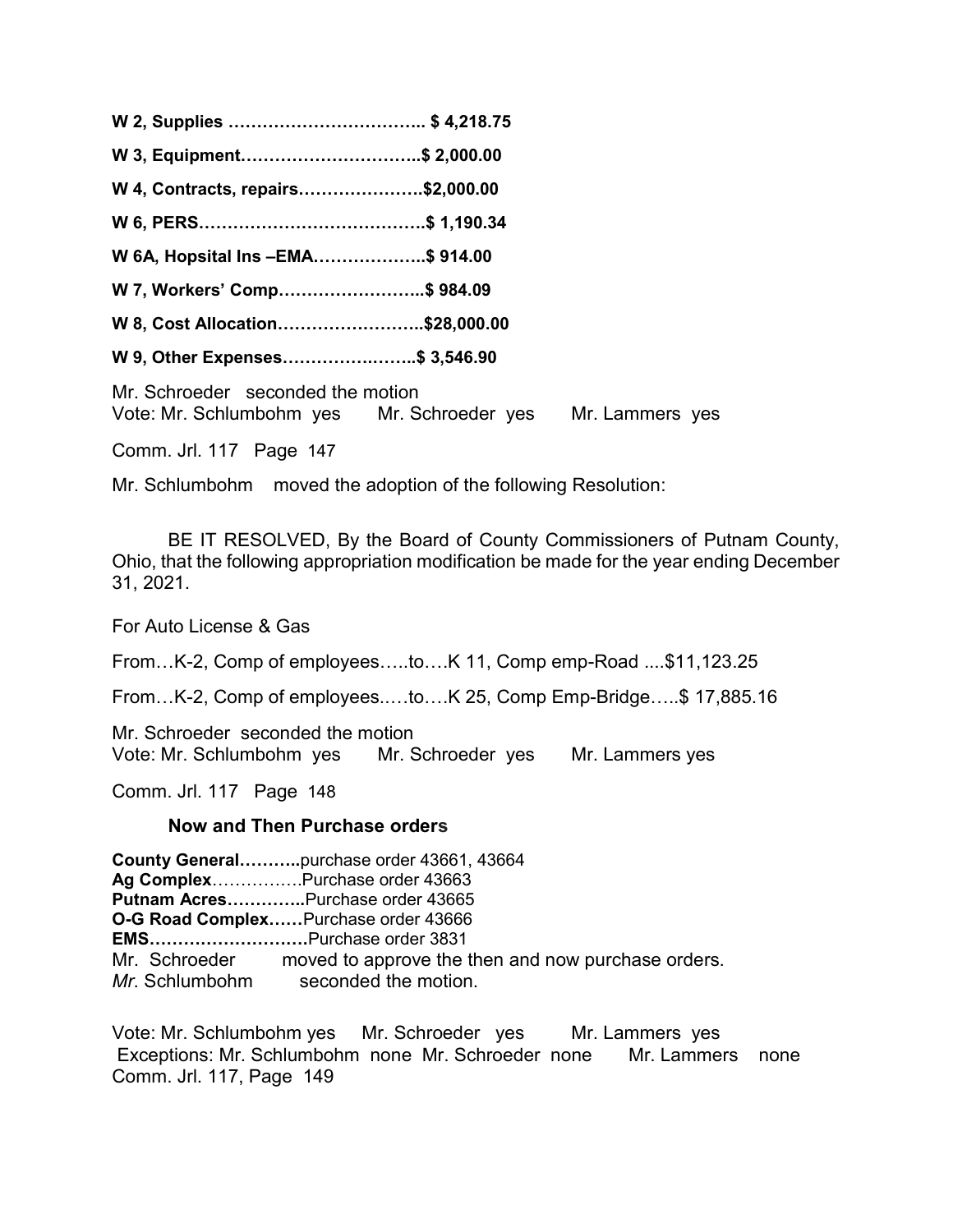**W 2, Supplies …………………………….. $ 4,218.75**

**W 3, Equipment…………………………..$ 2,000.00**

**W 4, Contracts, repairs………………….$2,000.00**

**W 6, PERS………………………………….$ 1,190.34**

**W 6A, Hopsital Ins –EMA………………..$ 914.00**

**W 7, Workers' Comp……………………..$ 984.09**

**W 8, Cost Allocation……………………..$28,000.00**

**W 9, Other Expenses…………….……..$ 3,546.90**

Mr. Schroeder seconded the motion
Vote: Mr. Schlumbohm yes Mr. Schroeder yes Mr. Lammers yes

Comm. Jrl. 117 Page 147

Mr. Schlumbohm moved the adoption of the following Resolution:

BE IT RESOLVED, By the Board of County Commissioners of Putnam County, Ohio, that the following appropriation modification be made for the year ending December 31, 2021.

For Auto License & Gas

From…K-2, Comp of employees…..to….K 11, Comp emp-Road ....$11,123.25

From…K-2, Comp of employees.….to….K 25, Comp Emp-Bridge…..$ 17,885.16

Mr. Schroeder seconded the motion
Vote: Mr. Schlumbohm yes Mr. Schroeder yes Mr. Lammers yes

Comm. Jrl. 117 Page 148

**Now and Then Purchase orders**

**County General………..**purchase order 43661, 43664
**Ag Complex**…………….Purchase order 43663
**Putnam Acres…………..**Purchase order 43665
**O-G Road Complex……**Purchase order 43666
**EMS……………………….**Purchase order 3831
Mr. Schroeder moved to approve the then and now purchase orders.
*Mr.* Schlumbohm seconded the motion.

Vote: Mr. Schlumbohm yes Mr. Schroeder yes Mr. Lammers yes
Exceptions: Mr. Schlumbohm none Mr. Schroeder none Mr. Lammers none
Comm. Jrl. 117, Page 149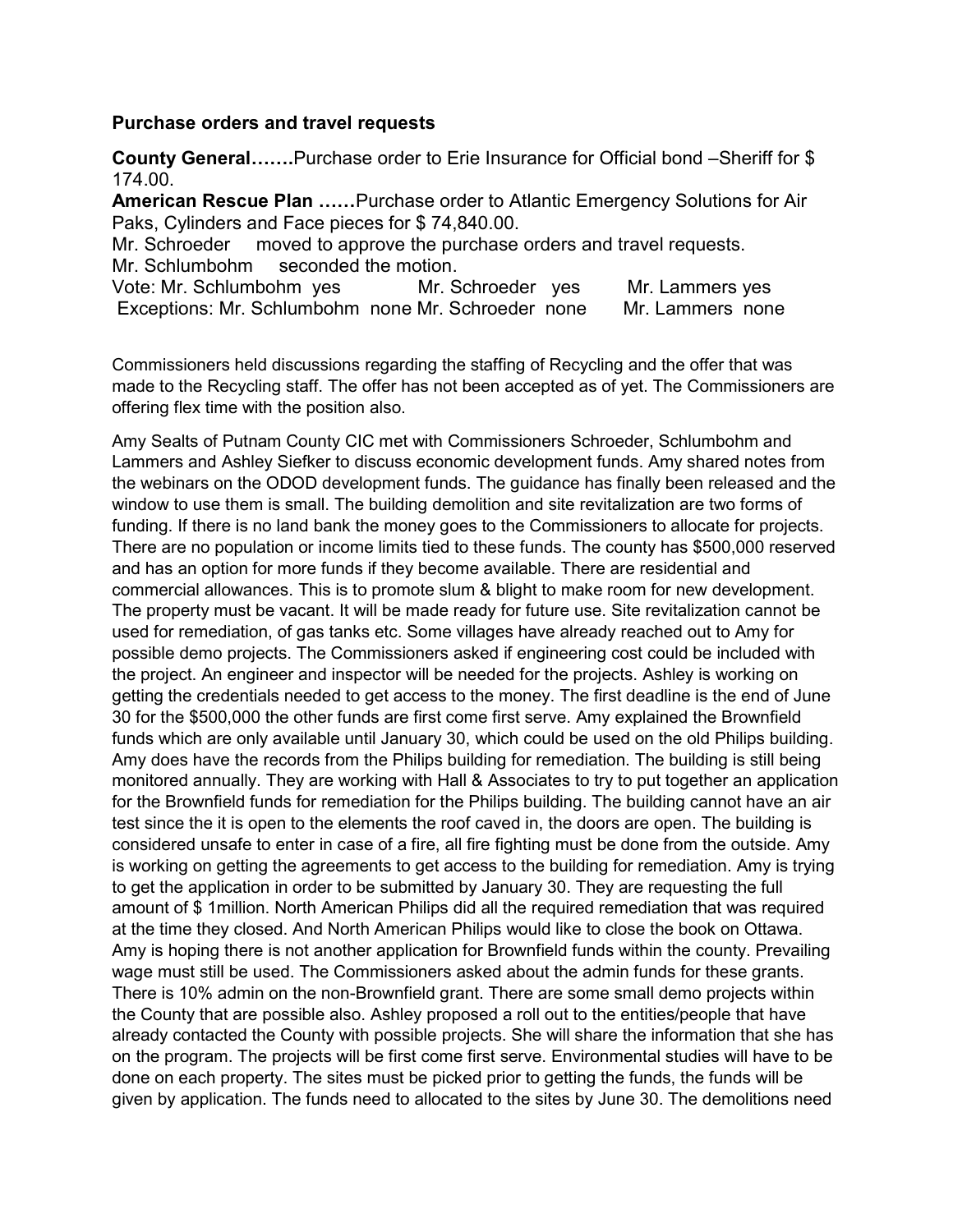### Purchase orders and travel requests

**County General…….**Purchase order to Erie Insurance for Official bond –Sheriff for $ 174.00.

**American Rescue Plan ……**Purchase order to Atlantic Emergency Solutions for Air Paks, Cylinders and Face pieces for $ 74,840.00.

Mr. Schroeder moved to approve the purchase orders and travel requests.
Mr. Schlumbohm seconded the motion.
Vote: Mr. Schlumbohm yes Mr. Schroeder yes Mr. Lammers yes
Exceptions: Mr. Schlumbohm none Mr. Schroeder none Mr. Lammers none

Commissioners held discussions regarding the staffing of Recycling and the offer that was made to the Recycling staff. The offer has not been accepted as of yet. The Commissioners are offering flex time with the position also.

Amy Sealts of Putnam County CIC met with Commissioners Schroeder, Schlumbohm and Lammers and Ashley Siefker to discuss economic development funds. Amy shared notes from the webinars on the ODOD development funds. The guidance has finally been released and the window to use them is small. The building demolition and site revitalization are two forms of funding. If there is no land bank the money goes to the Commissioners to allocate for projects. There are no population or income limits tied to these funds. The county has $500,000 reserved and has an option for more funds if they become available. There are residential and commercial allowances. This is to promote slum & blight to make room for new development. The property must be vacant. It will be made ready for future use. Site revitalization cannot be used for remediation, of gas tanks etc. Some villages have already reached out to Amy for possible demo projects. The Commissioners asked if engineering cost could be included with the project. An engineer and inspector will be needed for the projects. Ashley is working on getting the credentials needed to get access to the money. The first deadline is the end of June 30 for the $500,000 the other funds are first come first serve. Amy explained the Brownfield funds which are only available until January 30, which could be used on the old Philips building. Amy does have the records from the Philips building for remediation. The building is still being monitored annually. They are working with Hall & Associates to try to put together an application for the Brownfield funds for remediation for the Philips building. The building cannot have an air test since the it is open to the elements the roof caved in, the doors are open. The building is considered unsafe to enter in case of a fire, all fire fighting must be done from the outside. Amy is working on getting the agreements to get access to the building for remediation. Amy is trying to get the application in order to be submitted by January 30. They are requesting the full amount of $ 1million. North American Philips did all the required remediation that was required at the time they closed. And North American Philips would like to close the book on Ottawa. Amy is hoping there is not another application for Brownfield funds within the county. Prevailing wage must still be used. The Commissioners asked about the admin funds for these grants. There is 10% admin on the non-Brownfield grant. There are some small demo projects within the County that are possible also. Ashley proposed a roll out to the entities/people that have already contacted the County with possible projects. She will share the information that she has on the program. The projects will be first come first serve. Environmental studies will have to be done on each property. The sites must be picked prior to getting the funds, the funds will be given by application. The funds need to allocated to the sites by June 30. The demolitions need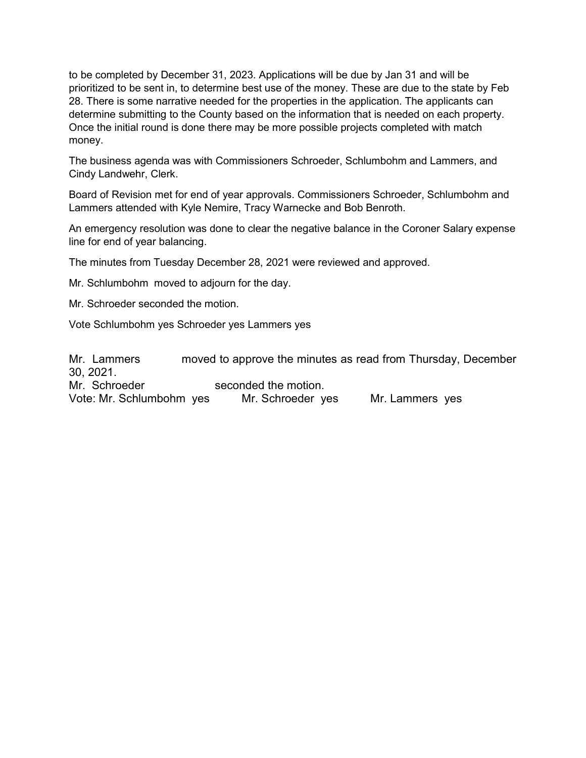to be completed by December 31, 2023. Applications will be due by Jan 31 and will be prioritized to be sent in, to determine best use of the money. These are due to the state by Feb 28. There is some narrative needed for the properties in the application. The applicants can determine submitting to the County based on the information that is needed on each property. Once the initial round is done there may be more possible projects completed with match money.

The business agenda was with Commissioners Schroeder, Schlumbohm and Lammers, and Cindy Landwehr, Clerk.

Board of Revision met for end of year approvals. Commissioners Schroeder, Schlumbohm and Lammers attended with Kyle Nemire, Tracy Warnecke and Bob Benroth.

An emergency resolution was done to clear the negative balance in the Coroner Salary expense line for end of year balancing.

The minutes from Tuesday December 28, 2021 were reviewed and approved.

Mr. Schlumbohm moved to adjourn for the day.

Mr. Schroeder seconded the motion.

Vote Schlumbohm yes Schroeder yes Lammers yes

Mr. Lammers moved to approve the minutes as read from Thursday, December 30, 2021.
Mr. Schroeder seconded the motion.
Vote: Mr. Schlumbohm yes Mr. Schroeder yes Mr. Lammers yes